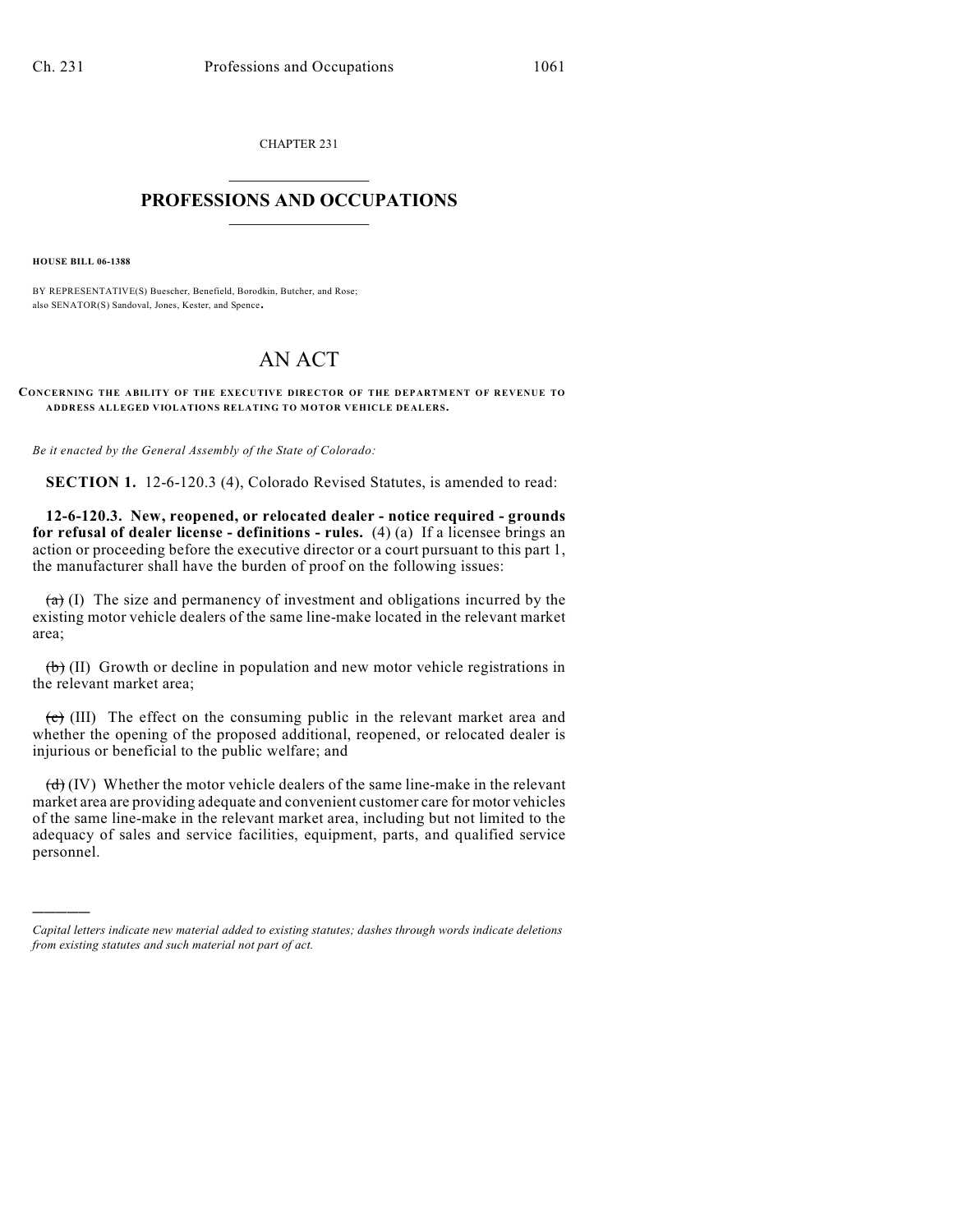CHAPTER 231

# PROFESSIONS AND OCCUPATIONS

**HOUSE BILL 06-1388**

BY REPRESENTATIVE(S) Buescher, Benefield, Borodkin, Butcher, and Rose; also SENATOR(S) Sandoval, Jones, Kester, and Spence.

# AN ACT

**CONCERNING THE ABILITY OF THE EXECUTIVE DIRECTOR OF THE DEPARTMENT OF REVENUE TO ADDRESS ALLEGED VIOLATIONS RELATING TO MOTOR VEHICLE DEALERS.**

*Be it enacted by the General Assembly of the State of Colorado:*

**SECTION 1.** 12-6-120.3 (4), Colorado Revised Statutes, is amended to read:

**12-6-120.3. New, reopened, or relocated dealer - notice required - grounds for refusal of dealer license - definitions - rules.** (4) (a) If a licensee brings an action or proceeding before the executive director or a court pursuant to this part 1, the manufacturer shall have the burden of proof on the following issues:

~~(a)~~ (I) The size and permanency of investment and obligations incurred by the existing motor vehicle dealers of the same line-make located in the relevant market area;

~~(b)~~ (II) Growth or decline in population and new motor vehicle registrations in the relevant market area;

~~(c)~~ (III) The effect on the consuming public in the relevant market area and whether the opening of the proposed additional, reopened, or relocated dealer is injurious or beneficial to the public welfare; and

~~(d)~~ (IV) Whether the motor vehicle dealers of the same line-make in the relevant market area are providing adequate and convenient customer care for motor vehicles of the same line-make in the relevant market area, including but not limited to the adequacy of sales and service facilities, equipment, parts, and qualified service personnel.

---

*Capital letters indicate new material added to existing statutes; dashes through words indicate deletions from existing statutes and such material not part of act.*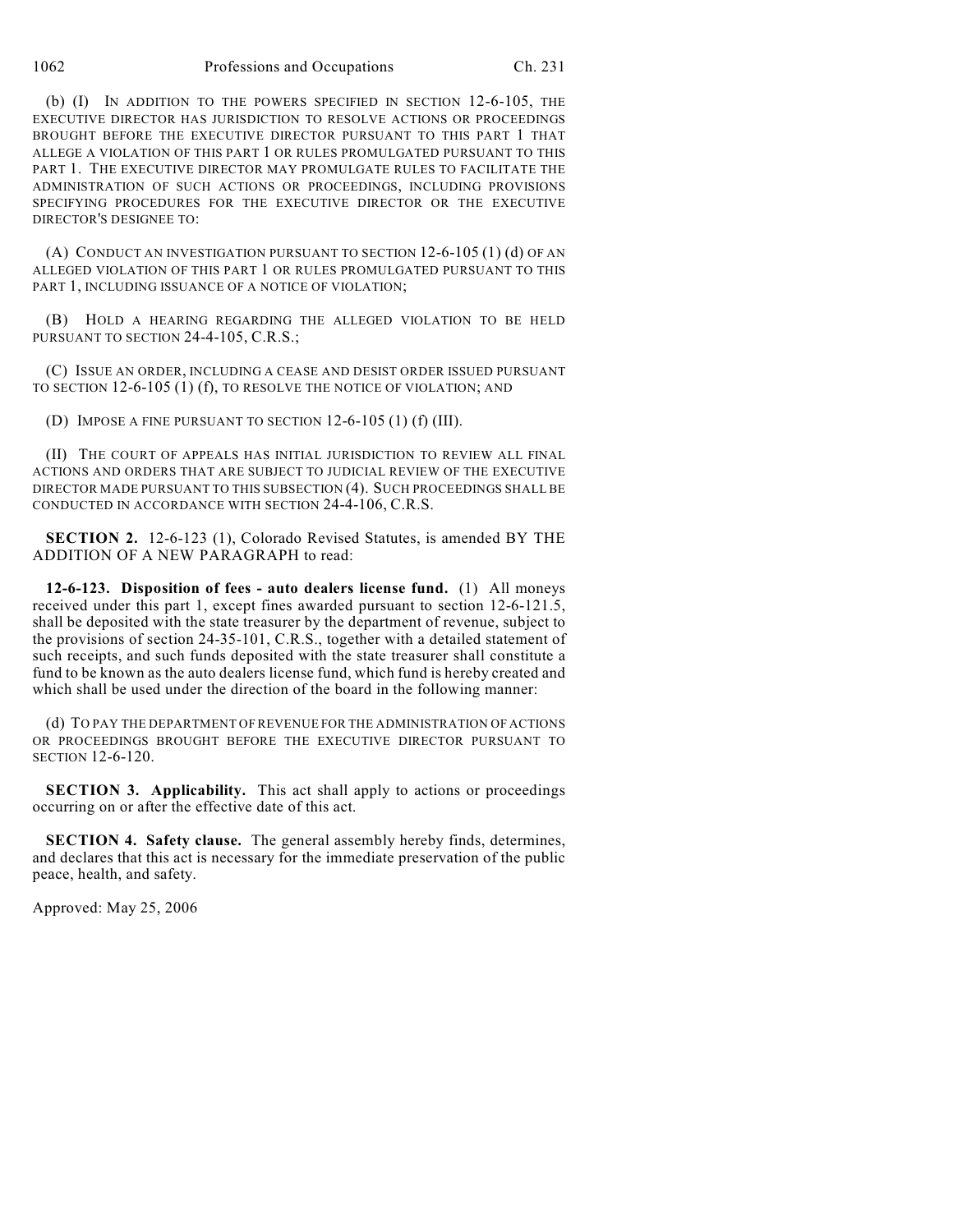(b) (I) IN ADDITION TO THE POWERS SPECIFIED IN SECTION 12-6-105, THE EXECUTIVE DIRECTOR HAS JURISDICTION TO RESOLVE ACTIONS OR PROCEEDINGS BROUGHT BEFORE THE EXECUTIVE DIRECTOR PURSUANT TO THIS PART 1 THAT ALLEGE A VIOLATION OF THIS PART 1 OR RULES PROMULGATED PURSUANT TO THIS PART 1. THE EXECUTIVE DIRECTOR MAY PROMULGATE RULES TO FACILITATE THE ADMINISTRATION OF SUCH ACTIONS OR PROCEEDINGS, INCLUDING PROVISIONS SPECIFYING PROCEDURES FOR THE EXECUTIVE DIRECTOR OR THE EXECUTIVE DIRECTOR'S DESIGNEE TO:

(A) CONDUCT AN INVESTIGATION PURSUANT TO SECTION 12-6-105 (1) (d) OF AN ALLEGED VIOLATION OF THIS PART 1 OR RULES PROMULGATED PURSUANT TO THIS PART 1, INCLUDING ISSUANCE OF A NOTICE OF VIOLATION;

(B) HOLD A HEARING REGARDING THE ALLEGED VIOLATION TO BE HELD PURSUANT TO SECTION 24-4-105, C.R.S.;

(C) ISSUE AN ORDER, INCLUDING A CEASE AND DESIST ORDER ISSUED PURSUANT TO SECTION 12-6-105 (1) (f), TO RESOLVE THE NOTICE OF VIOLATION; AND

(D) IMPOSE A FINE PURSUANT TO SECTION 12-6-105 (1) (f) (III).

(II) THE COURT OF APPEALS HAS INITIAL JURISDICTION TO REVIEW ALL FINAL ACTIONS AND ORDERS THAT ARE SUBJECT TO JUDICIAL REVIEW OF THE EXECUTIVE DIRECTOR MADE PURSUANT TO THIS SUBSECTION (4). SUCH PROCEEDINGS SHALL BE CONDUCTED IN ACCORDANCE WITH SECTION 24-4-106, C.R.S.

**SECTION 2.** 12-6-123 (1), Colorado Revised Statutes, is amended BY THE ADDITION OF A NEW PARAGRAPH to read:

**12-6-123. Disposition of fees - auto dealers license fund.** (1) All moneys received under this part 1, except fines awarded pursuant to section 12-6-121.5, shall be deposited with the state treasurer by the department of revenue, subject to the provisions of section 24-35-101, C.R.S., together with a detailed statement of such receipts, and such funds deposited with the state treasurer shall constitute a fund to be known as the auto dealers license fund, which fund is hereby created and which shall be used under the direction of the board in the following manner:

(d) TO PAY THE DEPARTMENT OF REVENUE FOR THE ADMINISTRATION OF ACTIONS OR PROCEEDINGS BROUGHT BEFORE THE EXECUTIVE DIRECTOR PURSUANT TO SECTION 12-6-120.

**SECTION 3. Applicability.** This act shall apply to actions or proceedings occurring on or after the effective date of this act.

**SECTION 4. Safety clause.** The general assembly hereby finds, determines, and declares that this act is necessary for the immediate preservation of the public peace, health, and safety.

Approved: May 25, 2006